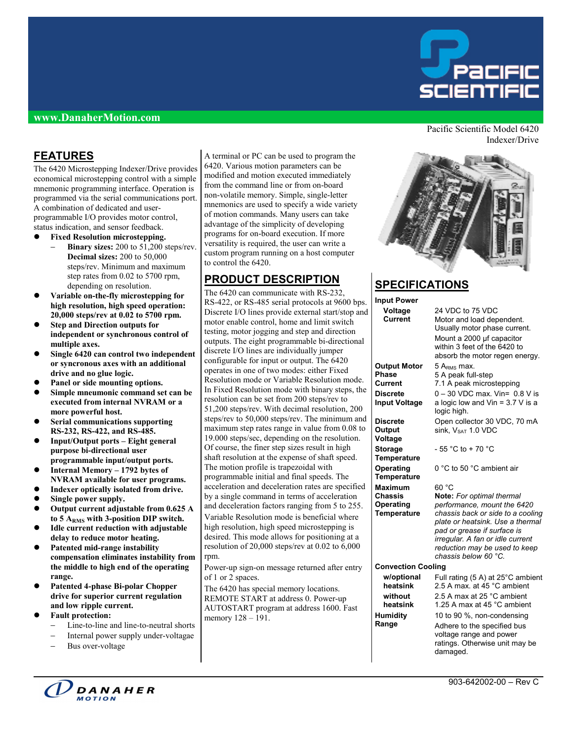www.DanaherMotion.com

Pacific Scientific Model 6420
Indexer/Drive

## FEATURES

The 6420 Microstepping Indexer/Drive provides economical microstepping control with a simple mnemonic programming interface. Operation is programmed via the serial communications port. A combination of dedicated and user-programmable I/O provides motor control, status indication, and sensor feedback.

- **Fixed Resolution microstepping.**
  - **Binary sizes:** 200 to 51,200 steps/rev. **Decimal sizes:** 200 to 50,000 steps/rev. Minimum and maximum step rates from 0.02 to 5700 rpm, depending on resolution.
- **Variable on-the-fly microstepping for high resolution, high speed operation: 20,000 steps/rev at 0.02 to 5700 rpm.**
- **Step and Direction outputs for independent or syncronous control of multiple axes.**
- **Single 6420 can control two independent or syncronous axes with an additional drive and no glue logic.**
- **Panel or side mounting options.**
- **Simple mneumonic command set can be executed from internal NVRAM or a more powerful host.**
- **Serial communications supporting RS-232, RS-422, and RS-485.**
- **Input/Output ports – Eight general purpose bi-directional user programmable input/output ports.**
- **Internal Memory – 1792 bytes of NVRAM available for user programs.**
- **Indexer optically isolated from drive.**
- **Single power supply.**
- **Output current adjustable from 0.625 A to 5 $A_{RMS}$ with 3-position DIP switch.**
- **Idle current reduction with adjustable delay to reduce motor heating.**
- **Patented mid-range instability compensation eliminates instability from the middle to high end of the operating range.**
- **Patented 4-phase Bi-polar Chopper drive for superior current regulation and low ripple current.**
- **Fault protection:**
  - Line-to-line and line-to-neutral shorts
  - Internal power supply under-voltagae
  - Bus over-voltage

A terminal or PC can be used to program the 6420. Various motion parameters can be modified and motion executed immediately from the command line or from on-board non-volatile memory. Simple, single-letter mnemonics are used to specify a wide variety of motion commands. Many users can take advantage of the simplicity of developing programs for on-board execution. If more versatility is required, the user can write a custom program running on a host computer to control the 6420.

## PRODUCT DESCRIPTION

The 6420 can communicate with RS-232, RS-422, or RS-485 serial protocols at 9600 bps. Discrete I/O lines provide external start/stop and motor enable control, home and limit switch testing, motor jogging and step and direction outputs. The eight programmable bi-directional discrete I/O lines are individually jumper configurable for input or output. The 6420 operates in one of two modes: either Fixed Resolution mode or Variable Resolution mode. In Fixed Resolution mode with binary steps, the resolution can be set from 200 steps/rev to 51,200 steps/rev. With decimal resolution, 200 steps/rev to 50,000 steps/rev. The minimum and maximum step rates range in value from 0.08 to 19.000 steps/sec, depending on the resolution. Of course, the finer step sizes result in high shaft resolution at the expense of shaft speed. The motion profile is trapezoidal with programmable initial and final speeds. The acceleration and deceleration rates are specified by a single command in terms of acceleration and deceleration factors ranging from 5 to 255.

Variable Resolution mode is beneficial where high resolution, high speed microstepping is desired. This mode allows for positioning at a resolution of 20,000 steps/rev at 0.02 to 6,000 rpm.

Power-up sign-on message returned after entry of 1 or 2 spaces.

The 6420 has special memory locations. REMOTE START at address 0. Power-up AUTOSTART program at address 1600. Fast memory 128 – 191.

## SPECIFICATIONS

| | |
|---|---|
| **Input Power** | |
| **Voltage** | 24 VDC to 75 VDC |
| **Current** | Motor and load dependent. Usually motor phase current. Mount a 2000 µf capacitor within 3 feet of the 6420 to absorb the motor regen energy. |
| **Output Motor Phase Current** | 5 $A_{RMS}$ max. 5 A peak full-step 7.1 A peak microstepping |
| **Discrete Input Voltage** | 0 – 30 VDC max. Vin= 0.8 V is a logic low and Vin = 3.7 V is a logic high. |
| **Discrete Output Voltage** | Open collector 30 VDC, 70 mA sink, $V_{SAT}$ 1.0 VDC |
| **Storage Temperature** | - 55 °C to + 70 °C |
| **Operating Temperature** | 0 °C to 50 °C ambient air |
| **Maximum Chassis Operating Temperature** | 60 °C **Note:** *For optimal thermal performance, mount the 6420 chassis back or side to a cooling plate or heatsink. Use a thermal pad or grease if surface is irregular. A fan or idle current reduction may be used to keep chassis below 60 °C.* |
| **Convection Cooling** | |
| **w/optional heatsink** | Full rating (5 A) at 25°C ambient 2.5 A max. at 45 °C ambient |
| **without heatsink** | 2.5 A max at 25 °C ambient 1.25 A max at 45 °C ambient |
| **Humidity Range** | 10 to 90 %, non-condensing Adhere to the specified bus voltage range and power ratings. Otherwise unit may be damaged. |

903-642002-00 – Rev C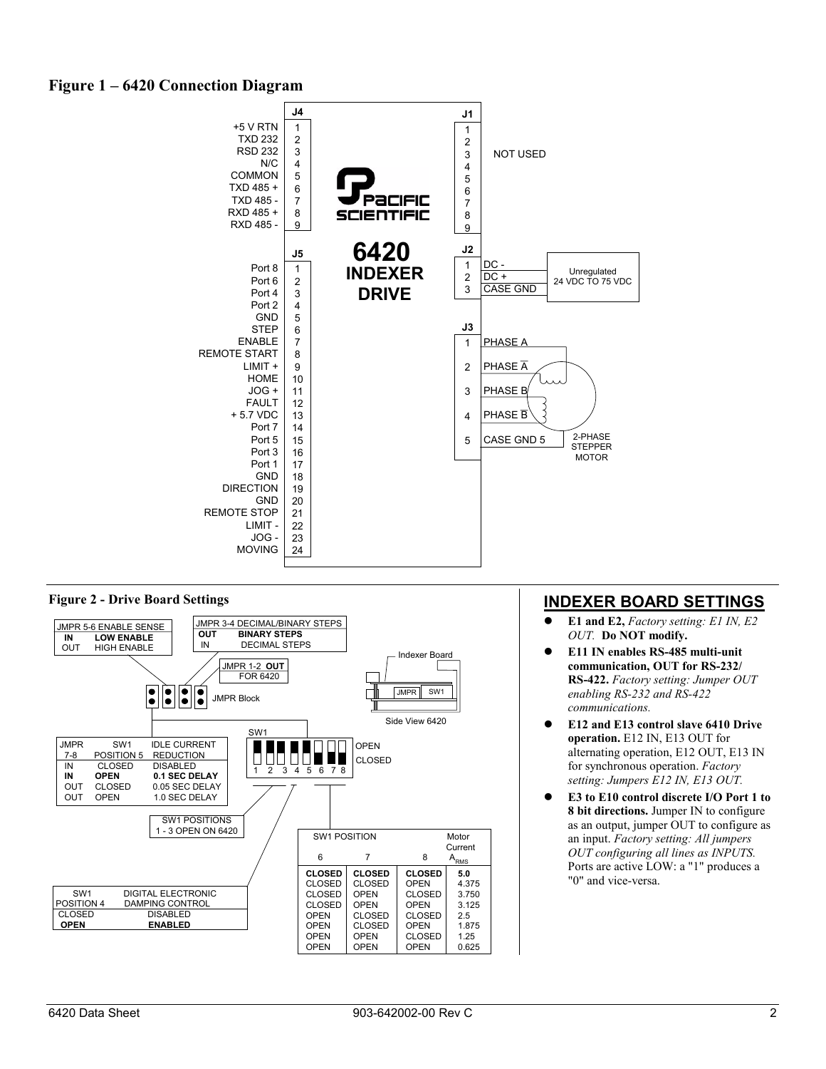**Figure 1 – 6420 Connection Diagram**

| J4 Pin | Signal |
|---|---|
| 1 | +5 V RTN |
| 2 | TXD 232 |
| 3 | RSD 232 |
| 4 | N/C |
| 5 | COMMON |
| 6 | TXD 485 + |
| 7 | TXD 485 - |
| 8 | RXD 485 + |
| 9 | RXD 485 - |

| J5 Pin | Signal |
|---|---|
| 1 | Port 8 |
| 2 | Port 6 |
| 3 | Port 4 |
| 4 | Port 2 |
| 5 | GND |
| 6 | STEP |
| 7 | ENABLE |
| 8 | REMOTE START |
| 9 | LIMIT + |
| 10 | HOME |
| 11 | JOG + |
| 12 | FAULT |
| 13 | + 5.7 VDC |
| 14 | Port 7 |
| 15 | Port 5 |
| 16 | Port 3 |
| 17 | Port 1 |
| 18 | GND |
| 19 | DIRECTION |
| 20 | GND |
| 21 | REMOTE STOP |
| 22 | LIMIT - |
| 23 | JOG - |
| 24 | MOVING |

J1 (pins 1–9): NOT USED

| J2 Pin | Signal |
|---|---|
| 1 | DC - |
| 2 | DC + |
| 3 | CASE GND |

J2: Unregulated 24 VDC TO 75 VDC

| J3 Pin | Signal |
|---|---|
| 1 | PHASE A |
| 2 | PHASE $\overline{A}$ |
| 3 | PHASE B |
| 4 | PHASE $\overline{B}$ |
| 5 | CASE GND 5 |

J3: 2-PHASE STEPPER MOTOR

PACIFIC SCIENTIFIC 6420 INDEXER DRIVE

**Figure 2 - Drive Board Settings**

| JMPR 5-6 | ENABLE SENSE |
|---|---|
| **IN** | **LOW ENABLE** |
| OUT | HIGH ENABLE |

| JMPR 3-4 | DECIMAL/BINARY STEPS |
|---|---|
| **OUT** | **BINARY STEPS** |
| IN | DECIMAL STEPS |

JMPR 1-2 **OUT** FOR 6420

JMPR Block

Indexer Board — Side View 6420 (JMPR, SW1)

SW1: OPEN / CLOSED, positions 1 2 3 4 5 6 7 8

| JMPR 7-8 | SW1 POSITION 5 | IDLE CURRENT REDUCTION |
|---|---|---|
| IN | CLOSED | DISABLED |
| **IN** | **OPEN** | **0.1 SEC DELAY** |
| OUT | CLOSED | 0.05 SEC DELAY |
| OUT | OPEN | 1.0 SEC DELAY |

SW1 POSITIONS 1 - 3 OPEN ON 6420

| SW1 POSITION 4 | DIGITAL ELECTRONIC DAMPING CONTROL |
|---|---|
| CLOSED | DISABLED |
| **OPEN** | **ENABLED** |

| SW1 POSITION 6 | 7 | 8 | Motor Current $A_{RMS}$ |
|---|---|---|---|
| **CLOSED** | **CLOSED** | **CLOSED** | **5.0** |
| CLOSED | CLOSED | OPEN | 4.375 |
| CLOSED | OPEN | CLOSED | 3.750 |
| CLOSED | OPEN | OPEN | 3.125 |
| OPEN | CLOSED | CLOSED | 2.5 |
| OPEN | CLOSED | OPEN | 1.875 |
| OPEN | OPEN | CLOSED | 1.25 |
| OPEN | OPEN | OPEN | 0.625 |

## INDEXER BOARD SETTINGS

- **E1 and E2,** *Factory setting: E1 IN, E2 OUT.* **Do NOT modify.**
- **E11 IN enables RS-485 multi-unit communication, OUT for RS-232/ RS-422.** *Factory setting: Jumper OUT enabling RS-232 and RS-422 communications.*
- **E12 and E13 control slave 6410 Drive operation.** E12 IN, E13 OUT for alternating operation, E12 OUT, E13 IN for synchronous operation. *Factory setting: Jumpers E12 IN, E13 OUT.*
- **E3 to E10 control discrete I/O Port 1 to 8 bit directions.** Jumper IN to configure as an output, jumper OUT to configure as an input. *Factory setting: All jumpers OUT configuring all lines as INPUTS.* Ports are active LOW: a "1" produces a "0" and vice-versa.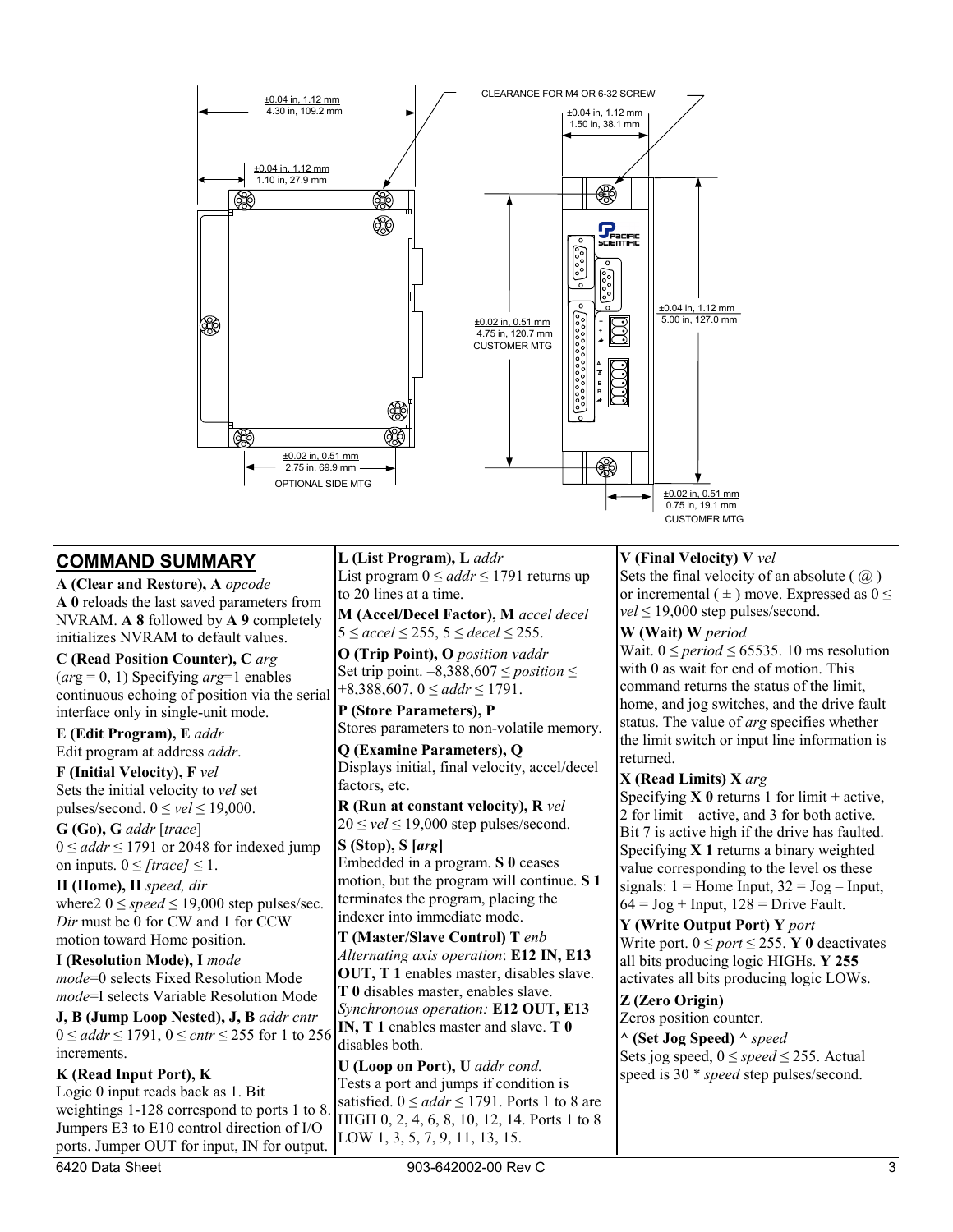±0.04 in, 1.12 mm
4.30 in, 109.2 mm

±0.04 in, 1.12 mm
1.10 in, 27.9 mm

±0.02 in, 0.51 mm
2.75 in, 69.9 mm
OPTIONAL SIDE MTG

CLEARANCE FOR M4 OR 6-32 SCREW

±0.04 in, 1.12 mm
1.50 in, 38.1 mm

±0.02 in, 0.51 mm
4.75 in, 120.7 mm
CUSTOMER MTG

±0.04 in, 1.12 mm
5.00 in, 127.0 mm

±0.02 in, 0.51 mm
0.75 in, 19.1 mm
CUSTOMER MTG

## COMMAND SUMMARY

**A (Clear and Restore), A** *opcode*
**A 0** reloads the last saved parameters from NVRAM. **A 8** followed by **A 9** completely initializes NVRAM to default values.

**C (Read Position Counter), C** *arg*
(*arg* = 0, 1) Specifying *arg*=1 enables continuous echoing of position via the serial interface only in single-unit mode.

**E (Edit Program), E** *addr*
Edit program at address *addr*.

**F (Initial Velocity), F** *vel*
Sets the initial velocity to *vel* set pulses/second. $0 \le vel \le 19{,}000$.

**G (Go), G** *addr* [*trace*]
$0 \le addr \le 1791$ or 2048 for indexed jump on inputs. $0 \le [trace] \le 1$.

**H (Home), H** *speed, dir*
where2 $0 \le speed \le 19{,}000$ step pulses/sec. *Dir* must be 0 for CW and 1 for CCW motion toward Home position.

**I (Resolution Mode), I** *mode*
*mode*=0 selects Fixed Resolution Mode
*mode*=I selects Variable Resolution Mode

**J, B (Jump Loop Nested), J, B** *addr cntr*
$0 \le addr \le 1791$, $0 \le cntr \le 255$ for 1 to 256 increments.

**K (Read Input Port), K**
Logic 0 input reads back as 1. Bit weightings 1-128 correspond to ports 1 to 8. Jumpers E3 to E10 control direction of I/O ports. Jumper OUT for input, IN for output.

**L (List Program), L** *addr*
List program $0 \le addr \le 1791$ returns up to 20 lines at a time.

**M (Accel/Decel Factor), M** *accel decel*
$5 \le accel \le 255$, $5 \le decel \le 255$.

**O (Trip Point), O** *position vaddr*
Set trip point. $-8{,}388{,}607 \le position \le +8{,}388{,}607$, $0 \le addr \le 1791$.

**P (Store Parameters), P**
Stores parameters to non-volatile memory.

**Q (Examine Parameters), Q**
Displays initial, final velocity, accel/decel factors, etc.

**R (Run at constant velocity), R** *vel*
$20 \le vel \le 19{,}000$ step pulses/second.

**S (Stop), S [*arg*]**
Embedded in a program. **S 0** ceases motion, but the program will continue. **S 1** terminates the program, placing the indexer into immediate mode.

**T (Master/Slave Control) T** *enb*
*Alternating axis operation*: **E12 IN, E13 OUT, T 1** enables master, disables slave. **T 0** disables master, enables slave.
*Synchronous operation:* **E12 OUT, E13 IN, T 1** enables master and slave. **T 0** disables both.

**U (Loop on Port), U** *addr cond.*
Tests a port and jumps if condition is satisfied. $0 \le addr \le 1791$. Ports 1 to 8 are HIGH 0, 2, 4, 6, 8, 10, 12, 14. Ports 1 to 8 LOW 1, 3, 5, 7, 9, 11, 13, 15.

**V (Final Velocity) V** *vel*
Sets the final velocity of an absolute ( @ ) or incremental ( ± ) move. Expressed as $0 \le vel \le 19{,}000$ step pulses/second.

**W (Wait) W** *period*
Wait. $0 \le period \le 65535$. 10 ms resolution with 0 as wait for end of motion. This command returns the status of the limit, home, and jog switches, and the drive fault status. The value of *arg* specifies whether the limit switch or input line information is returned.

**X (Read Limits) X** *arg*
Specifying **X 0** returns 1 for limit + active, 2 for limit – active, and 3 for both active. Bit 7 is active high if the drive has faulted. Specifying **X 1** returns a binary weighted value corresponding to the level os these signals: 1 = Home Input, 32 = Jog – Input, 64 = Jog + Input, 128 = Drive Fault.

**Y (Write Output Port) Y** *port*
Write port. $0 \le port \le 255$. **Y 0** deactivates all bits producing logic HIGHs. **Y 255** activates all bits producing logic LOWs.

**Z (Zero Origin)**
Zeros position counter.

**^ (Set Jog Speed) ^** *speed*
Sets jog speed, $0 \le speed \le 255$. Actual speed is 30 * *speed* step pulses/second.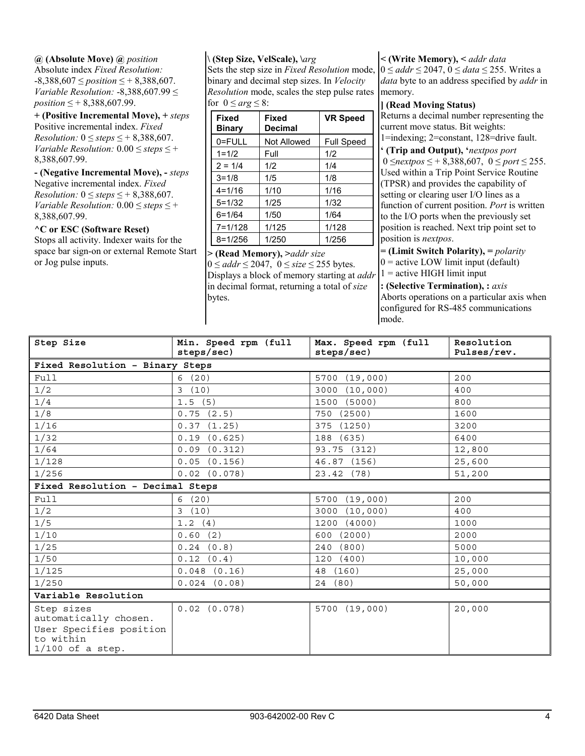**@ (Absolute Move) @** *position*
Absolute index *Fixed Resolution:* -8,388,607 ≤ *position* ≤ + 8,388,607. *Variable Resolution:* -8,388,607.99 ≤ *position* ≤ + 8,388,607.99.

**+ (Positive Incremental Move), +** *steps*
Positive incremental index. *Fixed Resolution:* 0 ≤ *steps* ≤ + 8,388,607. *Variable Resolution:* 0.00 ≤ *steps* ≤ + 8,388,607.99.

**- (Negative Incremental Move), -** *steps*
Negative incremental index. *Fixed Resolution:* 0 ≤ *steps* ≤ + 8,388,607. *Variable Resolution:* 0.00 ≤ *steps* ≤ + 8,388,607.99.

**^C or ESC (Software Reset)**
Stops all activity. Indexer waits for the space bar sign-on or external Remote Start or Jog pulse inputs.

**\ (Step Size, VelScale),** *\arg*
Sets the step size in *Fixed Resolution* mode, binary and decimal step sizes. In *Velocity Resolution* mode, scales the step pulse rates for 0 ≤ *arg* ≤ 8:

| Fixed Binary | Fixed Decimal | VR Speed |
|---|---|---|
| 0=FULL | Not Allowed | Full Speed |
| 1=1/2 | Full | 1/2 |
| 2 = 1/4 | 1/2 | 1/4 |
| 3=1/8 | 1/5 | 1/8 |
| 4=1/16 | 1/10 | 1/16 |
| 5=1/32 | 1/25 | 1/32 |
| 6=1/64 | 1/50 | 1/64 |
| 7=1/128 | 1/125 | 1/128 |
| 8=1/256 | 1/250 | 1/256 |

**> (Read Memory), >***addr size*
0 ≤ *addr* ≤ 2047, 0 ≤ *size* ≤ 255 bytes. Displays a block of memory starting at *addr* in decimal format, returning a total of *size* bytes.

**< (Write Memory), <** *addr data*
0 ≤ *addr* ≤ 2047, 0 ≤ *data* ≤ 255. Writes a *data* byte to an address specified by *addr* in memory.

**] (Read Moving Status)**
Returns a decimal number representing the current move status. Bit weights: 1=indexing; 2=constant, 128=drive fault.

**' (Trip and Output), '***nextpos port*
0 ≤*nextpos* ≤ + 8,388,607, 0 ≤ *port* ≤ 255. Used within a Trip Point Service Routine (TPSR) and provides the capability of setting or clearing user I/O lines as a function of current position. *Port* is written to the I/O ports when the previously set position is reached. Next trip point set to position is *nextpos*.

**= (Limit Switch Polarity), =** *polarity*
0 = active LOW limit input (default)
1 = active HIGH limit input

**: (Selective Termination), :** *axis*
Aborts operations on a particular axis when configured for RS-485 communications mode.

| Step Size | Min. Speed rpm (full steps/sec) | Max. Speed rpm (full steps/sec) | Resolution Pulses/rev. |
|---|---|---|---|
| **Fixed Resolution - Binary Steps** | | | |
| Full | 6 (20) | 5700 (19,000) | 200 |
| 1/2 | 3 (10) | 3000 (10,000) | 400 |
| 1/4 | 1.5 (5) | 1500 (5000) | 800 |
| 1/8 | 0.75 (2.5) | 750 (2500) | 1600 |
| 1/16 | 0.37 (1.25) | 375 (1250) | 3200 |
| 1/32 | 0.19 (0.625) | 188 (635) | 6400 |
| 1/64 | 0.09 (0.312) | 93.75 (312) | 12,800 |
| 1/128 | 0.05 (0.156) | 46.87 (156) | 25,600 |
| 1/256 | 0.02 (0.078) | 23.42 (78) | 51,200 |
| **Fixed Resolution - Decimal Steps** | | | |
| Full | 6 (20) | 5700 (19,000) | 200 |
| 1/2 | 3 (10) | 3000 (10,000) | 400 |
| 1/5 | 1.2 (4) | 1200 (4000) | 1000 |
| 1/10 | 0.60 (2) | 600 (2000) | 2000 |
| 1/25 | 0.24 (0.8) | 240 (800) | 5000 |
| 1/50 | 0.12 (0.4) | 120 (400) | 10,000 |
| 1/125 | 0.048 (0.16) | 48 (160) | 25,000 |
| 1/250 | 0.024 (0.08) | 24 (80) | 50,000 |
| **Variable Resolution** | | | |
| Step sizes automatically chosen. User Specifies position to within 1/100 of a step. | 0.02 (0.078) | 5700 (19,000) | 20,000 |